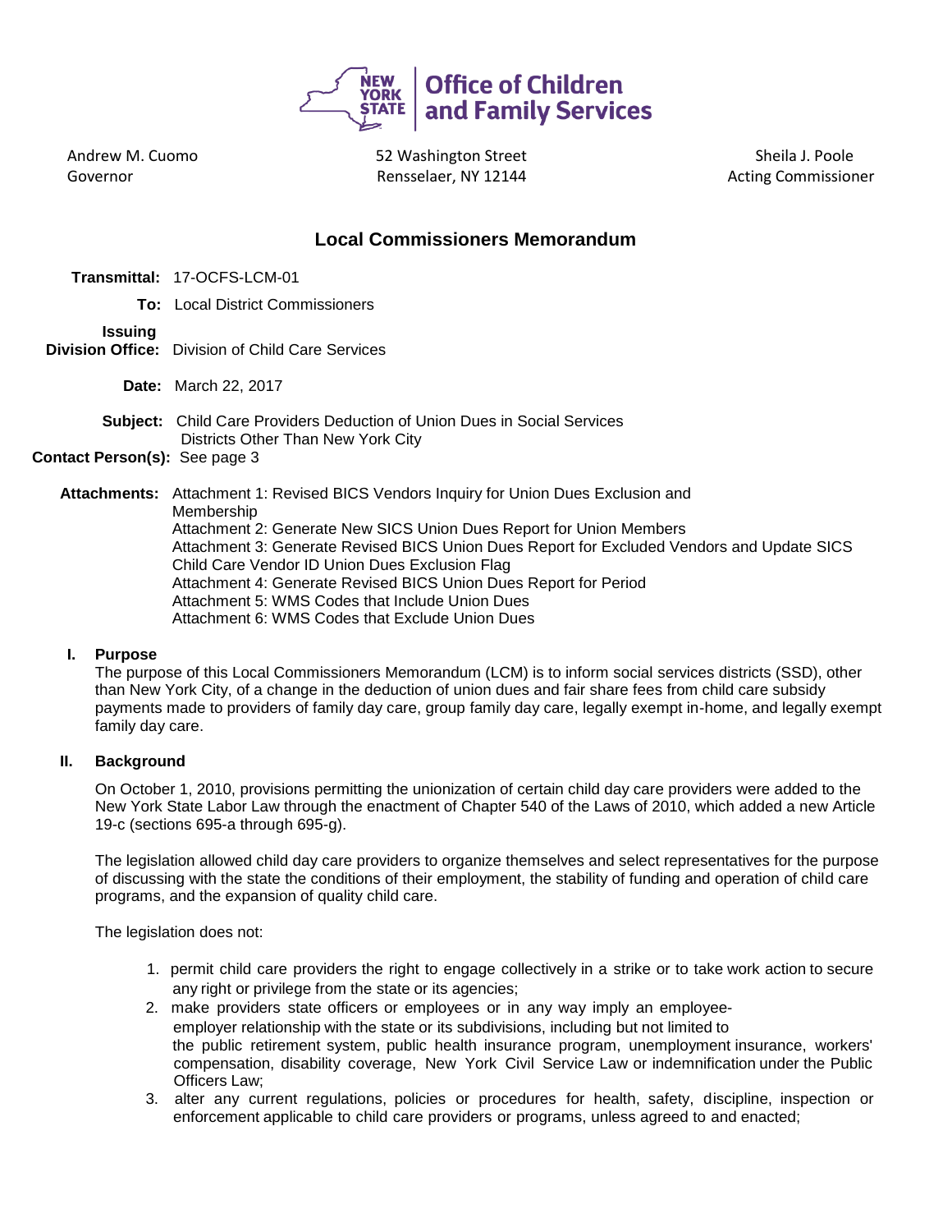New York State | Office of Children and Family Services

Andrew M. Cuomo
Governor

52 Washington Street
Rensselaer, NY 12144

Sheila J. Poole
Acting Commissioner

## Local Commissioners Memorandum

**Transmittal:** 17-OCFS-LCM-01

**To:** Local District Commissioners

**Issuing Division Office:** Division of Child Care Services

**Date:** March 22, 2017

**Subject:** Child Care Providers Deduction of Union Dues in Social Services Districts Other Than New York City

**Contact Person(s):** See page 3

**Attachments:** Attachment 1: Revised BICS Vendors Inquiry for Union Dues Exclusion and Membership
Attachment 2: Generate New SICS Union Dues Report for Union Members
Attachment 3: Generate Revised BICS Union Dues Report for Excluded Vendors and Update SICS Child Care Vendor ID Union Dues Exclusion Flag
Attachment 4: Generate Revised BICS Union Dues Report for Period
Attachment 5: WMS Codes that Include Union Dues
Attachment 6: WMS Codes that Exclude Union Dues

### I. Purpose

The purpose of this Local Commissioners Memorandum (LCM) is to inform social services districts (SSD), other than New York City, of a change in the deduction of union dues and fair share fees from child care subsidy payments made to providers of family day care, group family day care, legally exempt in-home, and legally exempt family day care.

### II. Background

On October 1, 2010, provisions permitting the unionization of certain child day care providers were added to the New York State Labor Law through the enactment of Chapter 540 of the Laws of 2010, which added a new Article 19-c (sections 695-a through 695-g).

The legislation allowed child day care providers to organize themselves and select representatives for the purpose of discussing with the state the conditions of their employment, the stability of funding and operation of child care programs, and the expansion of quality child care.

The legislation does not:

1. permit child care providers the right to engage collectively in a strike or to take work action to secure any right or privilege from the state or its agencies;
2. make providers state officers or employees or in any way imply an employee-employer relationship with the state or its subdivisions, including but not limited to the public retirement system, public health insurance program, unemployment insurance, workers' compensation, disability coverage, New York Civil Service Law or indemnification under the Public Officers Law;
3. alter any current regulations, policies or procedures for health, safety, discipline, inspection or enforcement applicable to child care providers or programs, unless agreed to and enacted;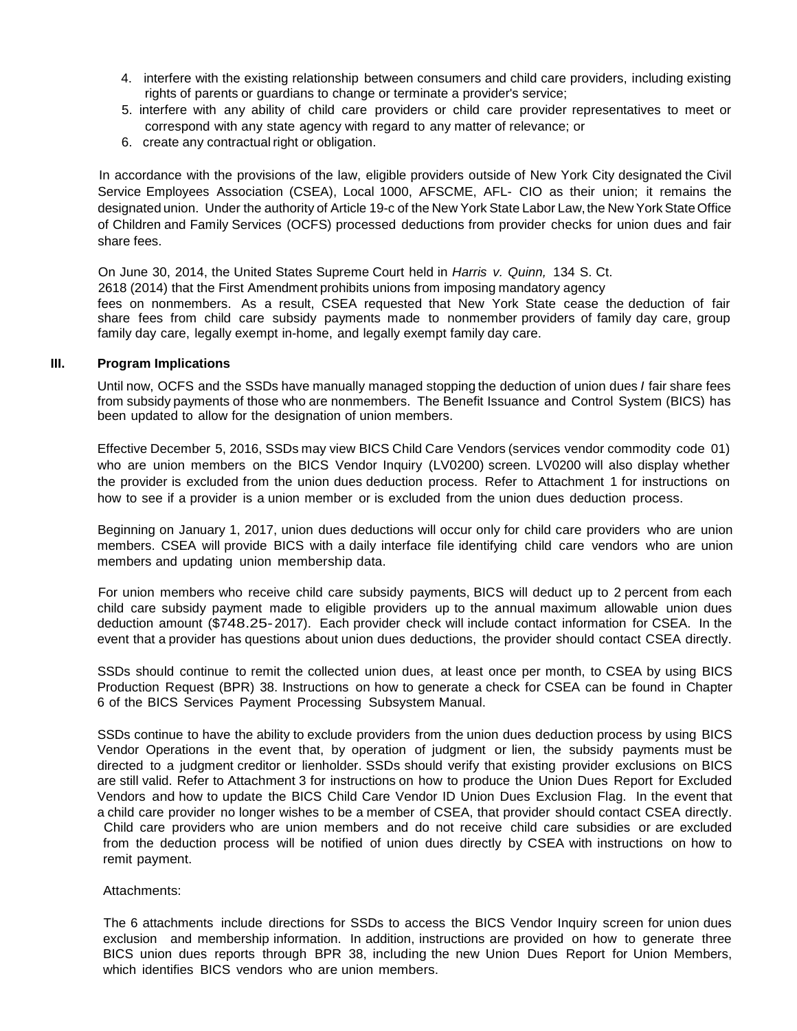4. interfere with the existing relationship between consumers and child care providers, including existing rights of parents or guardians to change or terminate a provider's service;
5. interfere with any ability of child care providers or child care provider representatives to meet or correspond with any state agency with regard to any matter of relevance; or
6. create any contractual right or obligation.

In accordance with the provisions of the law, eligible providers outside of New York City designated the Civil Service Employees Association (CSEA), Local 1000, AFSCME, AFL- CIO as their union; it remains the designated union. Under the authority of Article 19-c of the New York State Labor Law, the New York State Office of Children and Family Services (OCFS) processed deductions from provider checks for union dues and fair share fees.

On June 30, 2014, the United States Supreme Court held in *Harris v. Quinn,* 134 S. Ct. 2618 (2014) that the First Amendment prohibits unions from imposing mandatory agency fees on nonmembers. As a result, CSEA requested that New York State cease the deduction of fair share fees from child care subsidy payments made to nonmember providers of family day care, group family day care, legally exempt in-home, and legally exempt family day care.

## III. Program Implications

Until now, OCFS and the SSDs have manually managed stopping the deduction of union dues / fair share fees from subsidy payments of those who are nonmembers. The Benefit Issuance and Control System (BICS) has been updated to allow for the designation of union members.

Effective December 5, 2016, SSDs may view BICS Child Care Vendors (services vendor commodity code 01) who are union members on the BICS Vendor Inquiry (LV0200) screen. LV0200 will also display whether the provider is excluded from the union dues deduction process. Refer to Attachment 1 for instructions on how to see if a provider is a union member or is excluded from the union dues deduction process.

Beginning on January 1, 2017, union dues deductions will occur only for child care providers who are union members. CSEA will provide BICS with a daily interface file identifying child care vendors who are union members and updating union membership data.

For union members who receive child care subsidy payments, BICS will deduct up to 2 percent from each child care subsidy payment made to eligible providers up to the annual maximum allowable union dues deduction amount ($748.25-2017). Each provider check will include contact information for CSEA. In the event that a provider has questions about union dues deductions, the provider should contact CSEA directly.

SSDs should continue to remit the collected union dues, at least once per month, to CSEA by using BICS Production Request (BPR) 38. Instructions on how to generate a check for CSEA can be found in Chapter 6 of the BICS Services Payment Processing Subsystem Manual.

SSDs continue to have the ability to exclude providers from the union dues deduction process by using BICS Vendor Operations in the event that, by operation of judgment or lien, the subsidy payments must be directed to a judgment creditor or lienholder. SSDs should verify that existing provider exclusions on BICS are still valid. Refer to Attachment 3 for instructions on how to produce the Union Dues Report for Excluded Vendors and how to update the BICS Child Care Vendor ID Union Dues Exclusion Flag. In the event that a child care provider no longer wishes to be a member of CSEA, that provider should contact CSEA directly. Child care providers who are union members and do not receive child care subsidies or are excluded from the deduction process will be notified of union dues directly by CSEA with instructions on how to remit payment.

Attachments:

The 6 attachments include directions for SSDs to access the BICS Vendor Inquiry screen for union dues exclusion and membership information. In addition, instructions are provided on how to generate three BICS union dues reports through BPR 38, including the new Union Dues Report for Union Members, which identifies BICS vendors who are union members.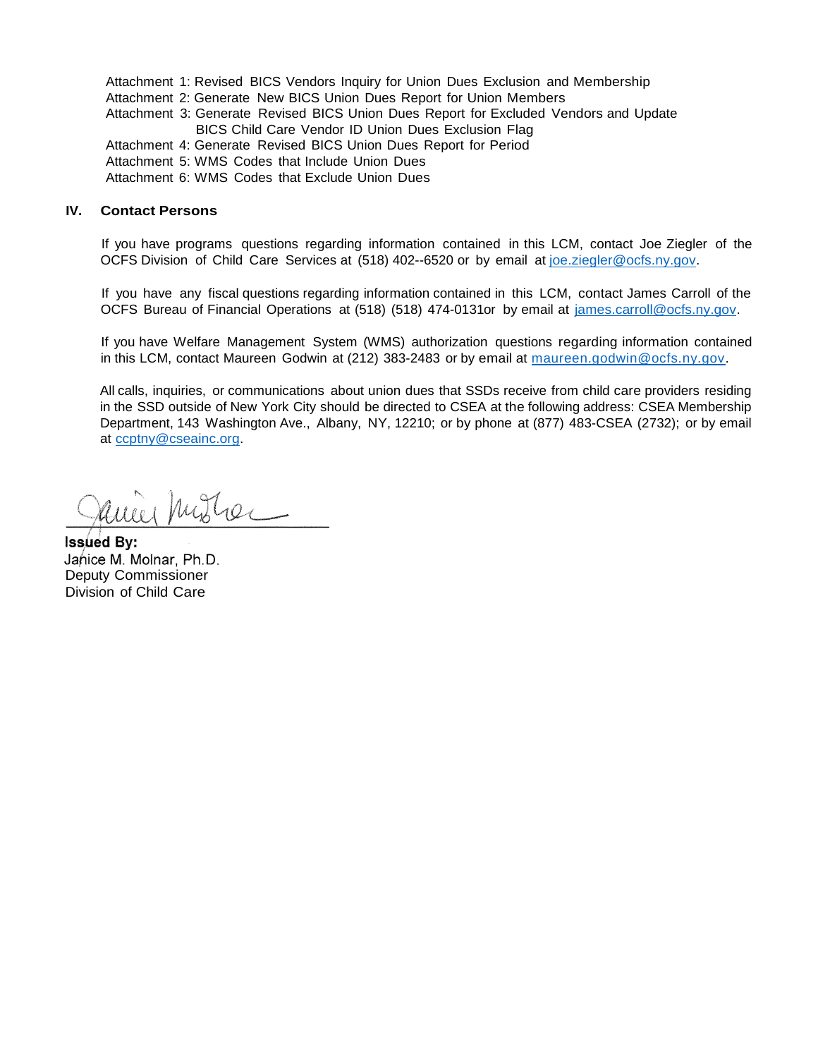Attachment 1: Revised BICS Vendors Inquiry for Union Dues Exclusion and Membership
Attachment 2: Generate New BICS Union Dues Report for Union Members
Attachment 3: Generate Revised BICS Union Dues Report for Excluded Vendors and Update BICS Child Care Vendor ID Union Dues Exclusion Flag
Attachment 4: Generate Revised BICS Union Dues Report for Period
Attachment 5: WMS Codes that Include Union Dues
Attachment 6: WMS Codes that Exclude Union Dues

## IV. Contact Persons

If you have programs questions regarding information contained in this LCM, contact Joe Ziegler of the OCFS Division of Child Care Services at (518) 402--6520 or by email at joe.ziegler@ocfs.ny.gov.

If you have any fiscal questions regarding information contained in this LCM, contact James Carroll of the OCFS Bureau of Financial Operations at (518) (518) 474-0131or by email at james.carroll@ocfs.ny.gov.

If you have Welfare Management System (WMS) authorization questions regarding information contained in this LCM, contact Maureen Godwin at (212) 383-2483 or by email at maureen.godwin@ocfs.ny.gov.

All calls, inquiries, or communications about union dues that SSDs receive from child care providers residing in the SSD outside of New York City should be directed to CSEA at the following address: CSEA Membership Department, 143 Washington Ave., Albany, NY, 12210; or by phone at (877) 483-CSEA (2732); or by email at ccptny@cseainc.org.

**Issued By:**
Janice M. Molnar, Ph.D.
Deputy Commissioner
Division of Child Care